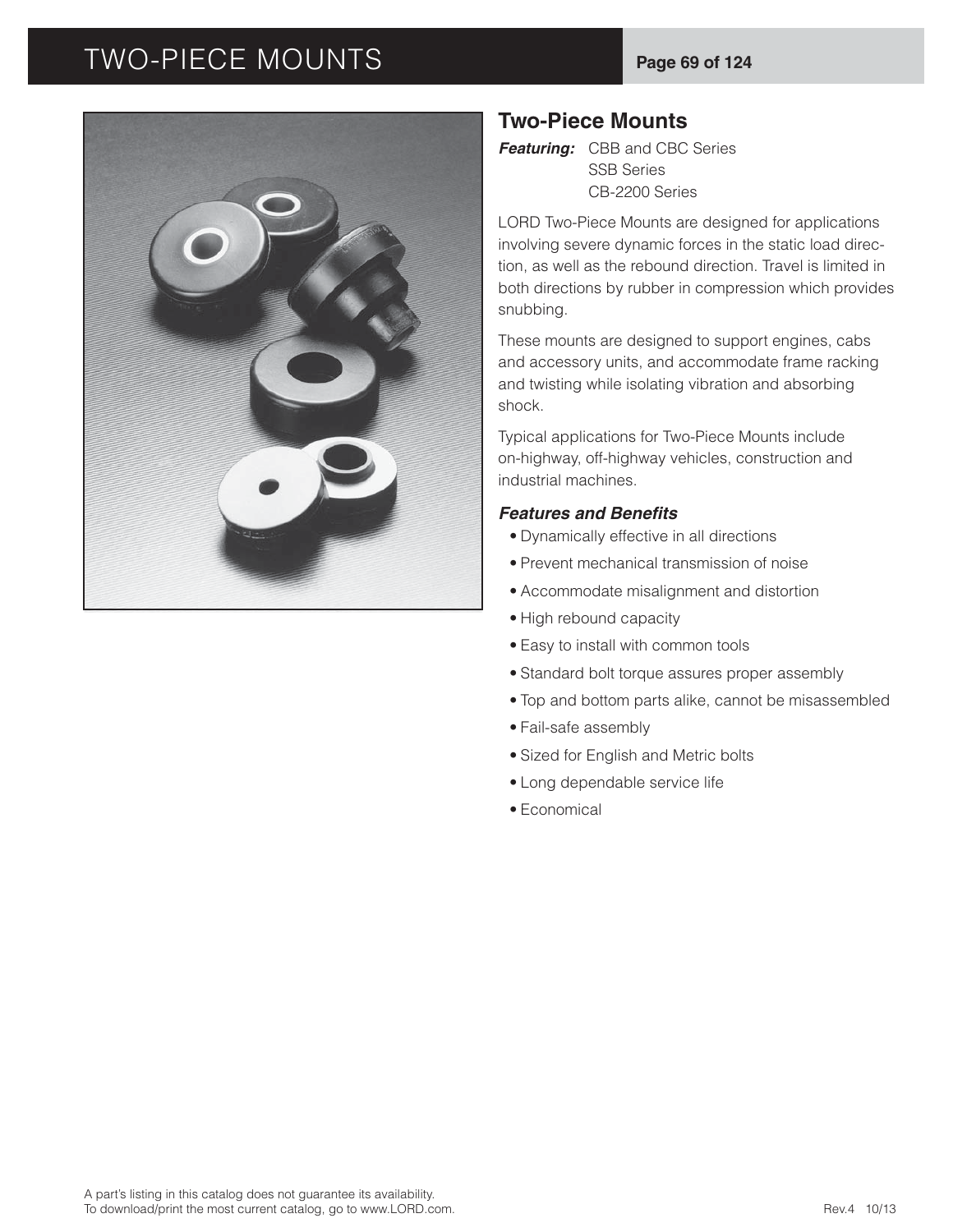## Two-Piece Mounts

***Featuring:*** CBB and CBC Series
SSB Series
CB-2200 Series

LORD Two-Piece Mounts are designed for applications involving severe dynamic forces in the static load direction, as well as the rebound direction. Travel is limited in both directions by rubber in compression which provides snubbing.

These mounts are designed to support engines, cabs and accessory units, and accommodate frame racking and twisting while isolating vibration and absorbing shock.

Typical applications for Two-Piece Mounts include on-highway, off-highway vehicles, construction and industrial machines.

### *Features and Benefits*

- Dynamically effective in all directions
- Prevent mechanical transmission of noise
- Accommodate misalignment and distortion
- High rebound capacity
- Easy to install with common tools
- Standard bolt torque assures proper assembly
- Top and bottom parts alike, cannot be misassembled
- Fail-safe assembly
- Sized for English and Metric bolts
- Long dependable service life
- Economical

A part's listing in this catalog does not guarantee its availability.
To download/print the most current catalog, go to www.LORD.com.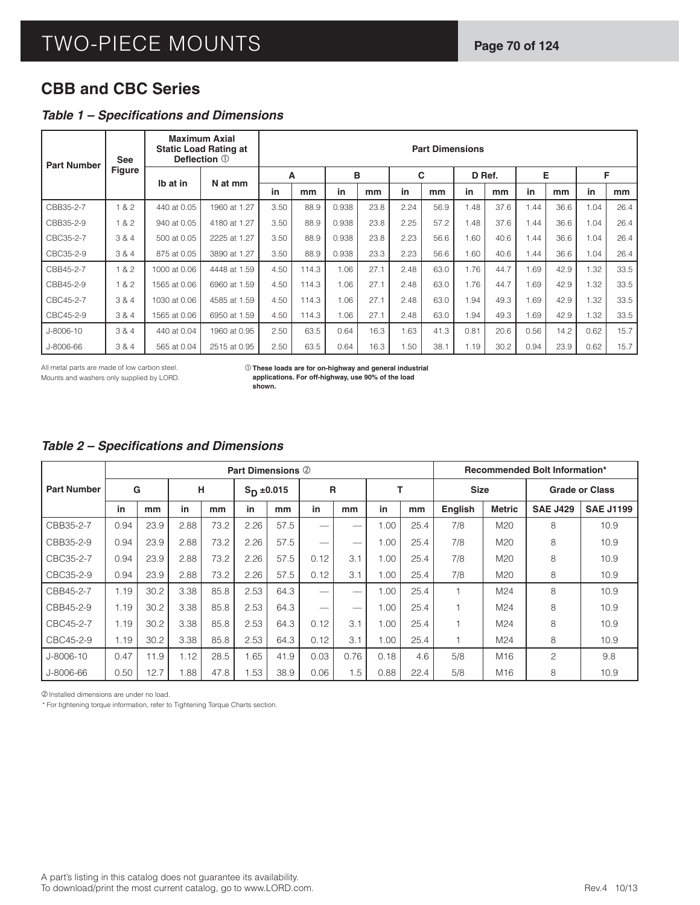## CBB and CBC Series

### *Table 1 – Specifications and Dimensions*

| Part Number | See Figure | Maximum Axial Static Load Rating at Deflection ① | | Part Dimensions | | | | | | | | | | | |
|---|---|---|---|---|---|---|---|---|---|---|---|---|---|---|---|
| | | lb at in | N at mm | A | | B | | C | | D Ref. | | E | | F | |
| | | | | in | mm | in | mm | in | mm | in | mm | in | mm | in | mm |
| CBB35-2-7 | 1 & 2 | 440 at 0.05 | 1960 at 1.27 | 3.50 | 88.9 | 0.938 | 23.8 | 2.24 | 56.9 | 1.48 | 37.6 | 1.44 | 36.6 | 1.04 | 26.4 |
| CBB35-2-9 | 1 & 2 | 940 at 0.05 | 4180 at 1.27 | 3.50 | 88.9 | 0.938 | 23.8 | 2.25 | 57.2 | 1.48 | 37.6 | 1.44 | 36.6 | 1.04 | 26.4 |
| CBC35-2-7 | 3 & 4 | 500 at 0.05 | 2225 at 1.27 | 3.50 | 88.9 | 0.938 | 23.8 | 2.23 | 56.6 | 1.60 | 40.6 | 1.44 | 36.6 | 1.04 | 26.4 |
| CBC35-2-9 | 3 & 4 | 875 at 0.05 | 3890 at 1.27 | 3.50 | 88.9 | 0.938 | 23.3 | 2.23 | 56.6 | 1.60 | 40.6 | 1.44 | 36.6 | 1.04 | 26.4 |
| CBB45-2-7 | 1 & 2 | 1000 at 0.06 | 4448 at 1.59 | 4.50 | 114.3 | 1.06 | 27.1 | 2.48 | 63.0 | 1.76 | 44.7 | 1.69 | 42.9 | 1.32 | 33.5 |
| CBB45-2-9 | 1 & 2 | 1565 at 0.06 | 6960 at 1.59 | 4.50 | 114.3 | 1.06 | 27.1 | 2.48 | 63.0 | 1.76 | 44.7 | 1.69 | 42.9 | 1.32 | 33.5 |
| CBC45-2-7 | 3 & 4 | 1030 at 0.06 | 4585 at 1.59 | 4.50 | 114.3 | 1.06 | 27.1 | 2.48 | 63.0 | 1.94 | 49.3 | 1.69 | 42.9 | 1.32 | 33.5 |
| CBC45-2-9 | 3 & 4 | 1565 at 0.06 | 6950 at 1.59 | 4.50 | 114.3 | 1.06 | 27.1 | 2.48 | 63.0 | 1.94 | 49.3 | 1.69 | 42.9 | 1.32 | 33.5 |
| J-8006-10 | 3 & 4 | 440 at 0.04 | 1960 at 0.95 | 2.50 | 63.5 | 0.64 | 16.3 | 1.63 | 41.3 | 0.81 | 20.6 | 0.56 | 14.2 | 0.62 | 15.7 |
| J-8006-66 | 3 & 4 | 565 at 0.04 | 2515 at 0.95 | 2.50 | 63.5 | 0.64 | 16.3 | 1.50 | 38.1 | 1.19 | 30.2 | 0.94 | 23.9 | 0.62 | 15.7 |

All metal parts are made of low carbon steel.
Mounts and washers only supplied by LORD.

**① These loads are for on-highway and general industrial applications. For off-highway, use 90% of the load shown.**

### *Table 2 – Specifications and Dimensions*

| Part Number | Part Dimensions ② | | | | | | | | | | Recommended Bolt Information* | | | |
|---|---|---|---|---|---|---|---|---|---|---|---|---|---|---|
| | G | | H | | $S_D$ ±0.015 | | R | | T | | Size | | Grade or Class | |
| | in | mm | in | mm | in | mm | in | mm | in | mm | English | Metric | SAE J429 | SAE J1199 |
| CBB35-2-7 | 0.94 | 23.9 | 2.88 | 73.2 | 2.26 | 57.5 | — | — | 1.00 | 25.4 | 7/8 | M20 | 8 | 10.9 |
| CBB35-2-9 | 0.94 | 23.9 | 2.88 | 73.2 | 2.26 | 57.5 | — | — | 1.00 | 25.4 | 7/8 | M20 | 8 | 10.9 |
| CBC35-2-7 | 0.94 | 23.9 | 2.88 | 73.2 | 2.26 | 57.5 | 0.12 | 3.1 | 1.00 | 25.4 | 7/8 | M20 | 8 | 10.9 |
| CBC35-2-9 | 0.94 | 23.9 | 2.88 | 73.2 | 2.26 | 57.5 | 0.12 | 3.1 | 1.00 | 25.4 | 7/8 | M20 | 8 | 10.9 |
| CBB45-2-7 | 1.19 | 30.2 | 3.38 | 85.8 | 2.53 | 64.3 | — | — | 1.00 | 25.4 | 1 | M24 | 8 | 10.9 |
| CBB45-2-9 | 1.19 | 30.2 | 3.38 | 85.8 | 2.53 | 64.3 | — | — | 1.00 | 25.4 | 1 | M24 | 8 | 10.9 |
| CBC45-2-7 | 1.19 | 30.2 | 3.38 | 85.8 | 2.53 | 64.3 | 0.12 | 3.1 | 1.00 | 25.4 | 1 | M24 | 8 | 10.9 |
| CBC45-2-9 | 1.19 | 30.2 | 3.38 | 85.8 | 2.53 | 64.3 | 0.12 | 3.1 | 1.00 | 25.4 | 1 | M24 | 8 | 10.9 |
| J-8006-10 | 0.47 | 11.9 | 1.12 | 28.5 | 1.65 | 41.9 | 0.03 | 0.76 | 0.18 | 4.6 | 5/8 | M16 | 2 | 9.8 |
| J-8006-66 | 0.50 | 12.7 | 1.88 | 47.8 | 1.53 | 38.9 | 0.06 | 1.5 | 0.88 | 22.4 | 5/8 | M16 | 8 | 10.9 |

② Installed dimensions are under no load.

\* For tightening torque information, refer to Tightening Torque Charts section.

A part's listing in this catalog does not guarantee its availability.
To download/print the most current catalog, go to www.LORD.com.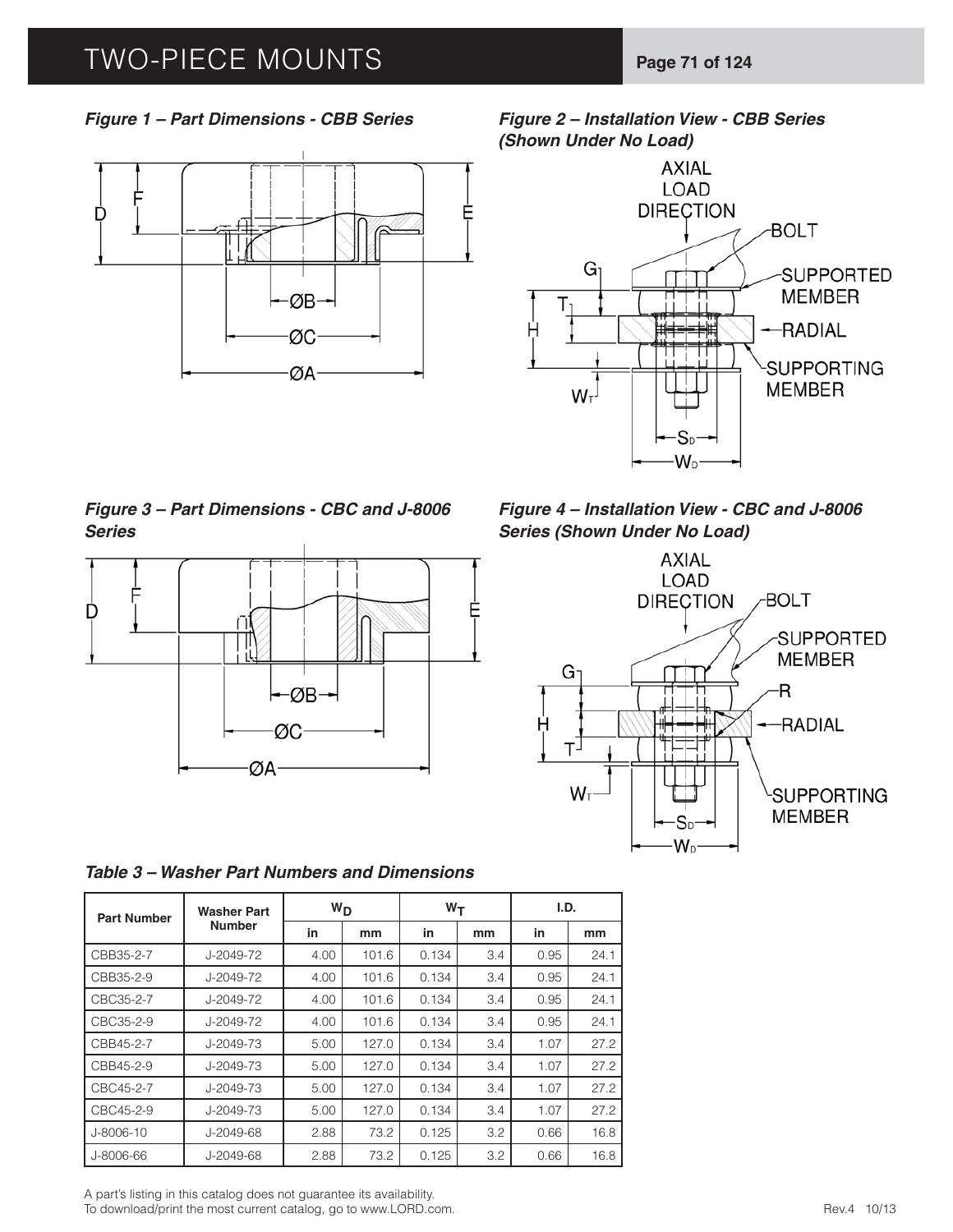*Figure 1 – Part Dimensions - CBB Series*

*Figure 2 – Installation View - CBB Series (Shown Under No Load)*

*Figure 3 – Part Dimensions - CBC and J-8006 Series*

*Figure 4 – Installation View - CBC and J-8006 Series (Shown Under No Load)*

*Table 3 – Washer Part Numbers and Dimensions*

| Part Number | Washer Part Number | $W_D$ | | $W_T$ | | I.D. | |
|---|---|---|---|---|---|---|---|
| | | in | mm | in | mm | in | mm |
| CBB35-2-7 | J-2049-72 | 4.00 | 101.6 | 0.134 | 3.4 | 0.95 | 24.1 |
| CBB35-2-9 | J-2049-72 | 4.00 | 101.6 | 0.134 | 3.4 | 0.95 | 24.1 |
| CBC35-2-7 | J-2049-72 | 4.00 | 101.6 | 0.134 | 3.4 | 0.95 | 24.1 |
| CBC35-2-9 | J-2049-72 | 4.00 | 101.6 | 0.134 | 3.4 | 0.95 | 24.1 |
| CBB45-2-7 | J-2049-73 | 5.00 | 127.0 | 0.134 | 3.4 | 1.07 | 27.2 |
| CBB45-2-9 | J-2049-73 | 5.00 | 127.0 | 0.134 | 3.4 | 1.07 | 27.2 |
| CBC45-2-7 | J-2049-73 | 5.00 | 127.0 | 0.134 | 3.4 | 1.07 | 27.2 |
| CBC45-2-9 | J-2049-73 | 5.00 | 127.0 | 0.134 | 3.4 | 1.07 | 27.2 |
| J-8006-10 | J-2049-68 | 2.88 | 73.2 | 0.125 | 3.2 | 0.66 | 16.8 |
| J-8006-66 | J-2049-68 | 2.88 | 73.2 | 0.125 | 3.2 | 0.66 | 16.8 |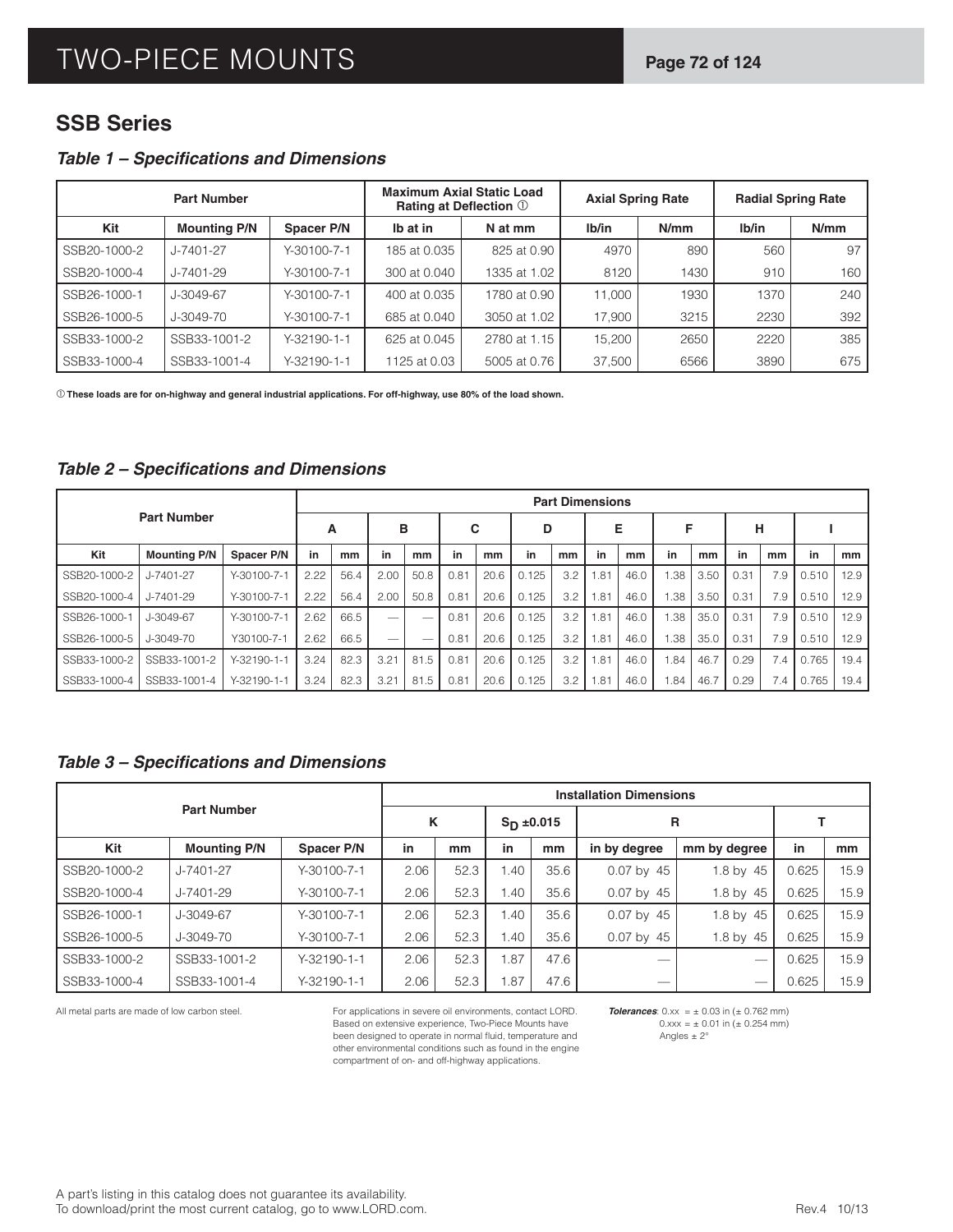# TWO-PIECE MOUNTS

## SSB Series

### *Table 1 – Specifications and Dimensions*

| Part Number | | | Maximum Axial Static Load Rating at Deflection ① | | Axial Spring Rate | | Radial Spring Rate | |
|---|---|---|---|---|---|---|---|---|
| Kit | Mounting P/N | Spacer P/N | lb at in | N at mm | lb/in | N/mm | lb/in | N/mm |
| SSB20-1000-2 | J-7401-27 | Y-30100-7-1 | 185 at 0.035 | 825 at 0.90 | 4970 | 890 | 560 | 97 |
| SSB20-1000-4 | J-7401-29 | Y-30100-7-1 | 300 at 0.040 | 1335 at 1.02 | 8120 | 1430 | 910 | 160 |
| SSB26-1000-1 | J-3049-67 | Y-30100-7-1 | 400 at 0.035 | 1780 at 0.90 | 11,000 | 1930 | 1370 | 240 |
| SSB26-1000-5 | J-3049-70 | Y-30100-7-1 | 685 at 0.040 | 3050 at 1.02 | 17,900 | 3215 | 2230 | 392 |
| SSB33-1000-2 | SSB33-1001-2 | Y-32190-1-1 | 625 at 0.045 | 2780 at 1.15 | 15,200 | 2650 | 2220 | 385 |
| SSB33-1000-4 | SSB33-1001-4 | Y-32190-1-1 | 1125 at 0.03 | 5005 at 0.76 | 37,500 | 6566 | 3890 | 675 |

**① These loads are for on-highway and general industrial applications. For off-highway, use 80% of the load shown.**

### *Table 2 – Specifications and Dimensions*

| Part Number | | | Part Dimensions | | | | | | | | | | | | | | | |
|---|---|---|---|---|---|---|---|---|---|---|---|---|---|---|---|---|---|---|
| | | | A | | B | | C | | D | | E | | F | | H | | I | |
| Kit | Mounting P/N | Spacer P/N | in | mm | in | mm | in | mm | in | mm | in | mm | in | mm | in | mm | in | mm |
| SSB20-1000-2 | J-7401-27 | Y-30100-7-1 | 2.22 | 56.4 | 2.00 | 50.8 | 0.81 | 20.6 | 0.125 | 3.2 | 1.81 | 46.0 | 1.38 | 3.50 | 0.31 | 7.9 | 0.510 | 12.9 |
| SSB20-1000-4 | J-7401-29 | Y-30100-7-1 | 2.22 | 56.4 | 2.00 | 50.8 | 0.81 | 20.6 | 0.125 | 3.2 | 1.81 | 46.0 | 1.38 | 3.50 | 0.31 | 7.9 | 0.510 | 12.9 |
| SSB26-1000-1 | J-3049-67 | Y-30100-7-1 | 2.62 | 66.5 | — | — | 0.81 | 20.6 | 0.125 | 3.2 | 1.81 | 46.0 | 1.38 | 35.0 | 0.31 | 7.9 | 0.510 | 12.9 |
| SSB26-1000-5 | J-3049-70 | Y30100-7-1 | 2.62 | 66.5 | — | — | 0.81 | 20.6 | 0.125 | 3.2 | 1.81 | 46.0 | 1.38 | 35.0 | 0.31 | 7.9 | 0.510 | 12.9 |
| SSB33-1000-2 | SSB33-1001-2 | Y-32190-1-1 | 3.24 | 82.3 | 3.21 | 81.5 | 0.81 | 20.6 | 0.125 | 3.2 | 1.81 | 46.0 | 1.84 | 46.7 | 0.29 | 7.4 | 0.765 | 19.4 |
| SSB33-1000-4 | SSB33-1001-4 | Y-32190-1-1 | 3.24 | 82.3 | 3.21 | 81.5 | 0.81 | 20.6 | 0.125 | 3.2 | 1.81 | 46.0 | 1.84 | 46.7 | 0.29 | 7.4 | 0.765 | 19.4 |

### *Table 3 – Specifications and Dimensions*

| Part Number | | | Installation Dimensions | | | | | | | |
|---|---|---|---|---|---|---|---|---|---|---|
| | | | K | | $S_D$ ±0.015 | | R | | T | |
| Kit | Mounting P/N | Spacer P/N | in | mm | in | mm | in by degree | mm by degree | in | mm |
| SSB20-1000-2 | J-7401-27 | Y-30100-7-1 | 2.06 | 52.3 | 1.40 | 35.6 | 0.07 by 45 | 1.8 by 45 | 0.625 | 15.9 |
| SSB20-1000-4 | J-7401-29 | Y-30100-7-1 | 2.06 | 52.3 | 1.40 | 35.6 | 0.07 by 45 | 1.8 by 45 | 0.625 | 15.9 |
| SSB26-1000-1 | J-3049-67 | Y-30100-7-1 | 2.06 | 52.3 | 1.40 | 35.6 | 0.07 by 45 | 1.8 by 45 | 0.625 | 15.9 |
| SSB26-1000-5 | J-3049-70 | Y-30100-7-1 | 2.06 | 52.3 | 1.40 | 35.6 | 0.07 by 45 | 1.8 by 45 | 0.625 | 15.9 |
| SSB33-1000-2 | SSB33-1001-2 | Y-32190-1-1 | 2.06 | 52.3 | 1.87 | 47.6 | — | — | 0.625 | 15.9 |
| SSB33-1000-4 | SSB33-1001-4 | Y-32190-1-1 | 2.06 | 52.3 | 1.87 | 47.6 | — | — | 0.625 | 15.9 |

All metal parts are made of low carbon steel.

For applications in severe oil environments, contact LORD. Based on extensive experience, Two-Piece Mounts have been designed to operate in normal fluid, temperature and other environmental conditions such as found in the engine compartment of on- and off-highway applications.

***Tolerances***: 0.xx = ± 0.03 in (± 0.762 mm)
0.xxx = ± 0.01 in (± 0.254 mm)
Angles ± 2°

A part's listing in this catalog does not guarantee its availability.
To download/print the most current catalog, go to www.LORD.com.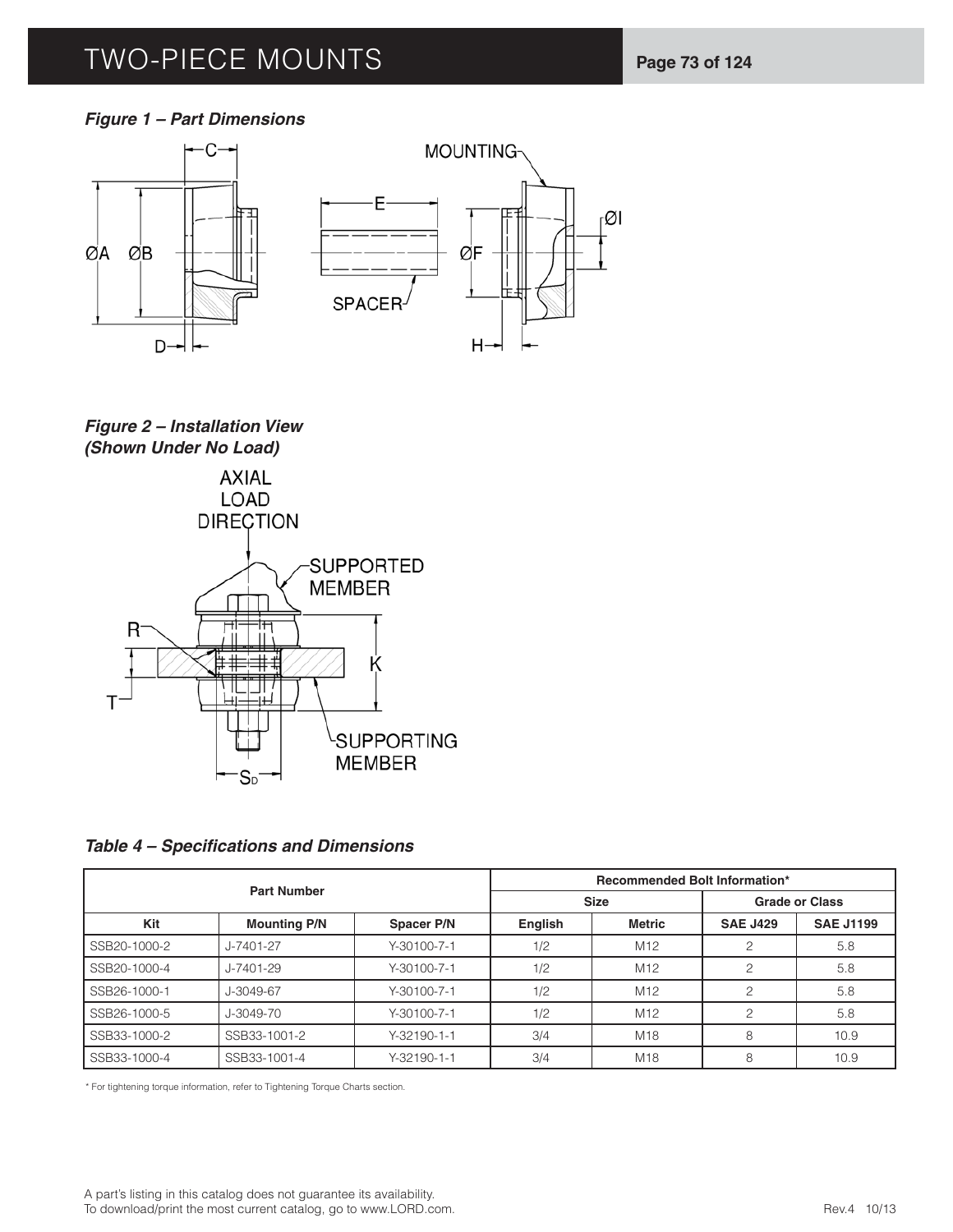*Figure 1 – Part Dimensions*

*Figure 2 – Installation View (Shown Under No Load)*

*Table 4 – Specifications and Dimensions*

| Part Number | | | Recommended Bolt Information* | | | |
|---|---|---|---|---|---|---|
| | | | Size | | Grade or Class | |
| Kit | Mounting P/N | Spacer P/N | English | Metric | SAE J429 | SAE J1199 |
| SSB20-1000-2 | J-7401-27 | Y-30100-7-1 | 1/2 | M12 | 2 | 5.8 |
| SSB20-1000-4 | J-7401-29 | Y-30100-7-1 | 1/2 | M12 | 2 | 5.8 |
| SSB26-1000-1 | J-3049-67 | Y-30100-7-1 | 1/2 | M12 | 2 | 5.8 |
| SSB26-1000-5 | J-3049-70 | Y-30100-7-1 | 1/2 | M12 | 2 | 5.8 |
| SSB33-1000-2 | SSB33-1001-2 | Y-32190-1-1 | 3/4 | M18 | 8 | 10.9 |
| SSB33-1000-4 | SSB33-1001-4 | Y-32190-1-1 | 3/4 | M18 | 8 | 10.9 |

* For tightening torque information, refer to Tightening Torque Charts section.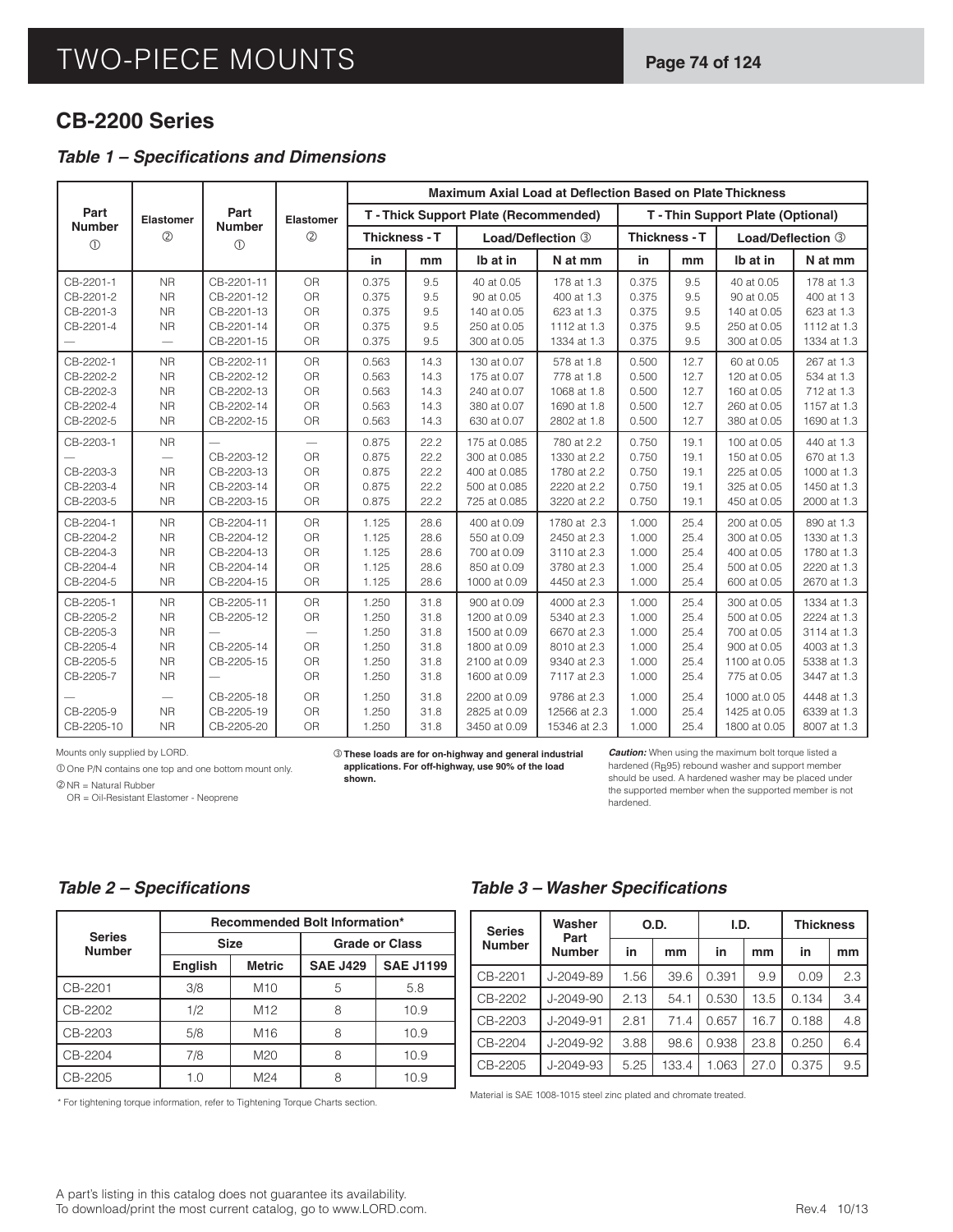## CB-2200 Series

### *Table 1 – Specifications and Dimensions*

| Part Number ① | Elastomer ② | Part Number ① | Elastomer ② | Maximum Axial Load at Deflection Based on Plate Thickness | | | | | | | |
|---|---|---|---|---|---|---|---|---|---|---|---|
| | | | | T - Thick Support Plate (Recommended) | | | | T - Thin Support Plate (Optional) | | | |
| | | | | Thickness - T | | Load/Deflection ③ | | Thickness - T | | Load/Deflection ③ | |
| | | | | in | mm | lb at in | N at mm | in | mm | lb at in | N at mm |
| CB-2201-1 | NR | CB-2201-11 | OR | 0.375 | 9.5 | 40 at 0.05 | 178 at 1.3 | 0.375 | 9.5 | 40 at 0.05 | 178 at 1.3 |
| CB-2201-2 | NR | CB-2201-12 | OR | 0.375 | 9.5 | 90 at 0.05 | 400 at 1.3 | 0.375 | 9.5 | 90 at 0.05 | 400 at 1 3 |
| CB-2201-3 | NR | CB-2201-13 | OR | 0.375 | 9.5 | 140 at 0.05 | 623 at 1.3 | 0.375 | 9.5 | 140 at 0.05 | 623 at 1.3 |
| CB-2201-4 | NR | CB-2201-14 | OR | 0.375 | 9.5 | 250 at 0.05 | 1112 at 1.3 | 0.375 | 9.5 | 250 at 0.05 | 1112 at 1.3 |
| — | — | CB-2201-15 | OR | 0.375 | 9.5 | 300 at 0.05 | 1334 at 1.3 | 0.375 | 9.5 | 300 at 0.05 | 1334 at 1.3 |
| CB-2202-1 | NR | CB-2202-11 | OR | 0.563 | 14.3 | 130 at 0.07 | 578 at 1.8 | 0.500 | 12.7 | 60 at 0.05 | 267 at 1.3 |
| CB-2202-2 | NR | CB-2202-12 | OR | 0.563 | 14.3 | 175 at 0.07 | 778 at 1.8 | 0.500 | 12.7 | 120 at 0.05 | 534 at 1.3 |
| CB-2202-3 | NR | CB-2202-13 | OR | 0.563 | 14.3 | 240 at 0.07 | 1068 at 1.8 | 0.500 | 12.7 | 160 at 0.05 | 712 at 1.3 |
| CB-2202-4 | NR | CB-2202-14 | OR | 0.563 | 14.3 | 380 at 0.07 | 1690 at 1.8 | 0.500 | 12.7 | 260 at 0.05 | 1157 at 1.3 |
| CB-2202-5 | NR | CB-2202-15 | OR | 0.563 | 14.3 | 630 at 0.07 | 2802 at 1.8 | 0.500 | 12.7 | 380 at 0.05 | 1690 at 1.3 |
| CB-2203-1 | NR | — | — | 0.875 | 22.2 | 175 at 0.085 | 780 at 2.2 | 0.750 | 19.1 | 100 at 0.05 | 440 at 1.3 |
| — | — | CB-2203-12 | OR | 0.875 | 22.2 | 300 at 0.085 | 1330 at 2.2 | 0.750 | 19.1 | 150 at 0.05 | 670 at 1.3 |
| CB-2203-3 | NR | CB-2203-13 | OR | 0.875 | 22.2 | 400 at 0.085 | 1780 at 2.2 | 0.750 | 19.1 | 225 at 0.05 | 1000 at 1.3 |
| CB-2203-4 | NR | CB-2203-14 | OR | 0.875 | 22.2 | 500 at 0.085 | 2220 at 2.2 | 0.750 | 19.1 | 325 at 0.05 | 1450 at 1.3 |
| CB-2203-5 | NR | CB-2203-15 | OR | 0.875 | 22.2 | 725 at 0.085 | 3220 at 2.2 | 0.750 | 19.1 | 450 at 0.05 | 2000 at 1.3 |
| CB-2204-1 | NR | CB-2204-11 | OR | 1.125 | 28.6 | 400 at 0.09 | 1780 at 2.3 | 1.000 | 25.4 | 200 at 0.05 | 890 at 1.3 |
| CB-2204-2 | NR | CB-2204-12 | OR | 1.125 | 28.6 | 550 at 0.09 | 2450 at 2.3 | 1.000 | 25.4 | 300 at 0.05 | 1330 at 1.3 |
| CB-2204-3 | NR | CB-2204-13 | OR | 1.125 | 28.6 | 700 at 0.09 | 3110 at 2.3 | 1.000 | 25.4 | 400 at 0.05 | 1780 at 1.3 |
| CB-2204-4 | NR | CB-2204-14 | OR | 1.125 | 28.6 | 850 at 0.09 | 3780 at 2.3 | 1.000 | 25.4 | 500 at 0.05 | 2220 at 1.3 |
| CB-2204-5 | NR | CB-2204-15 | OR | 1.125 | 28.6 | 1000 at 0.09 | 4450 at 2.3 | 1.000 | 25.4 | 600 at 0.05 | 2670 at 1.3 |
| CB-2205-1 | NR | CB-2205-11 | OR | 1.250 | 31.8 | 900 at 0.09 | 4000 at 2.3 | 1.000 | 25.4 | 300 at 0.05 | 1334 at 1.3 |
| CB-2205-2 | NR | CB-2205-12 | OR | 1.250 | 31.8 | 1200 at 0.09 | 5340 at 2.3 | 1.000 | 25.4 | 500 at 0.05 | 2224 at 1.3 |
| CB-2205-3 | NR | — | — | 1.250 | 31.8 | 1500 at 0.09 | 6670 at 2.3 | 1.000 | 25.4 | 700 at 0.05 | 3114 at 1.3 |
| CB-2205-4 | NR | CB-2205-14 | OR | 1.250 | 31.8 | 1800 at 0.09 | 8010 at 2.3 | 1.000 | 25.4 | 900 at 0.05 | 4003 at 1.3 |
| CB-2205-5 | NR | CB-2205-15 | OR | 1.250 | 31.8 | 2100 at 0.09 | 9340 at 2.3 | 1.000 | 25.4 | 1100 at 0.05 | 5338 at 1.3 |
| CB-2205-7 | NR | — | OR | 1.250 | 31.8 | 1600 at 0.09 | 7117 at 2.3 | 1.000 | 25.4 | 775 at 0.05 | 3447 at 1.3 |
| — | — | CB-2205-18 | OR | 1.250 | 31.8 | 2200 at 0.09 | 9786 at 2.3 | 1.000 | 25.4 | 1000 at.0 05 | 4448 at 1.3 |
| CB-2205-9 | NR | CB-2205-19 | OR | 1.250 | 31.8 | 2825 at 0.09 | 12566 at 2.3 | 1.000 | 25.4 | 1425 at 0.05 | 6339 at 1.3 |
| CB-2205-10 | NR | CB-2205-20 | OR | 1.250 | 31.8 | 3450 at 0.09 | 15346 at 2.3 | 1.000 | 25.4 | 1800 at 0.05 | 8007 at 1.3 |

Mounts only supplied by LORD.

① One P/N contains one top and one bottom mount only.

② NR = Natural Rubber
OR = Oil-Resistant Elastomer - Neoprene

③ **These loads are for on-highway and general industrial applications. For off-highway, use 90% of the load shown.**

***Caution:*** When using the maximum bolt torque listed a hardened ($R_B$95) rebound washer and support member should be used. A hardened washer may be placed under the supported member when the supported member is not hardened.

### *Table 2 – Specifications*

| Series Number | Recommended Bolt Information* | | | |
|---|---|---|---|---|
| | Size | | Grade or Class | |
| | English | Metric | SAE J429 | SAE J1199 |
| CB-2201 | 3/8 | M10 | 5 | 5.8 |
| CB-2202 | 1/2 | M12 | 8 | 10.9 |
| CB-2203 | 5/8 | M16 | 8 | 10.9 |
| CB-2204 | 7/8 | M20 | 8 | 10.9 |
| CB-2205 | 1.0 | M24 | 8 | 10.9 |

* For tightening torque information, refer to Tightening Torque Charts section.

### *Table 3 – Washer Specifications*

| Series Number | Washer Part Number | O.D. | | I.D. | | Thickness | |
|---|---|---|---|---|---|---|---|
| | | in | mm | in | mm | in | mm |
| CB-2201 | J-2049-89 | 1.56 | 39.6 | 0.391 | 9.9 | 0.09 | 2.3 |
| CB-2202 | J-2049-90 | 2.13 | 54.1 | 0.530 | 13.5 | 0.134 | 3.4 |
| CB-2203 | J-2049-91 | 2.81 | 71.4 | 0.657 | 16.7 | 0.188 | 4.8 |
| CB-2204 | J-2049-92 | 3.88 | 98.6 | 0.938 | 23.8 | 0.250 | 6.4 |
| CB-2205 | J-2049-93 | 5.25 | 133.4 | 1.063 | 27.0 | 0.375 | 9.5 |

Material is SAE 1008-1015 steel zinc plated and chromate treated.

A part's listing in this catalog does not guarantee its availability.
To download/print the most current catalog, go to www.LORD.com.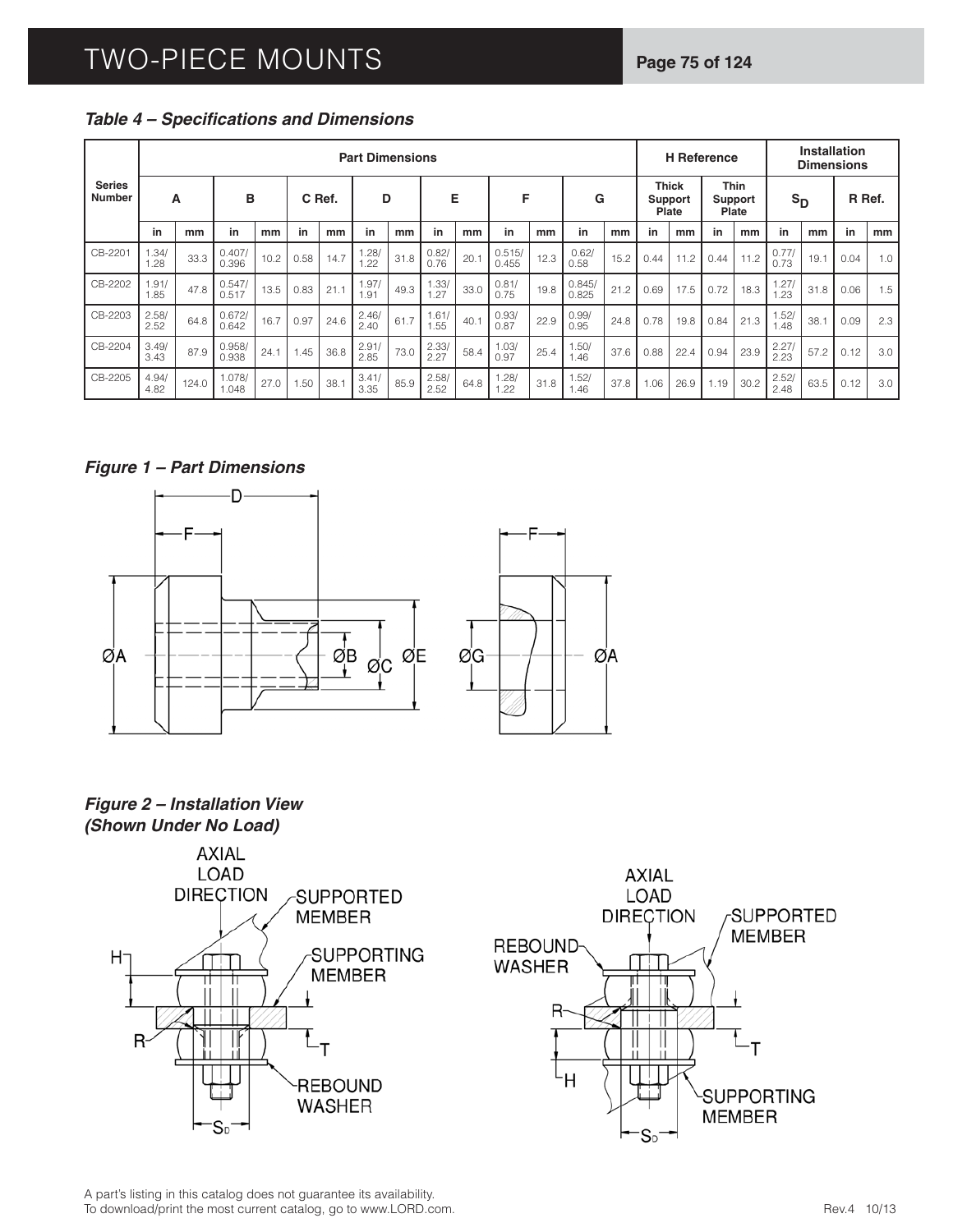# TWO-PIECE MOUNTS

***Table 4 – Specifications and Dimensions***

| Series Number | Part Dimensions | | | | | | | | | | | | | | H Reference | | | | Installation Dimensions | | | |
|---|---|---|---|---|---|---|---|---|---|---|---|---|---|---|---|---|---|---|---|---|---|---|
| | A | | B | | C Ref. | | D | | E | | F | | G | | Thick Support Plate | | Thin Support Plate | | $S_D$ | | R Ref. | |
| | in | mm | in | mm | in | mm | in | mm | in | mm | in | mm | in | mm | in | mm | in | mm | in | mm | in | mm |
| CB-2201 | 1.34/ 1.28 | 33.3 | 0.407/ 0.396 | 10.2 | 0.58 | 14.7 | 1.28/ 1.22 | 31.8 | 0.82/ 0.76 | 20.1 | 0.515/ 0.455 | 12.3 | 0.62/ 0.58 | 15.2 | 0.44 | 11.2 | 0.44 | 11.2 | 0.77/ 0.73 | 19.1 | 0.04 | 1.0 |
| CB-2202 | 1.91/ 1.85 | 47.8 | 0.547/ 0.517 | 13.5 | 0.83 | 21.1 | 1.97/ 1.91 | 49.3 | 1.33/ 1.27 | 33.0 | 0.81/ 0.75 | 19.8 | 0.845/ 0.825 | 21.2 | 0.69 | 17.5 | 0.72 | 18.3 | 1.27/ 1.23 | 31.8 | 0.06 | 1.5 |
| CB-2203 | 2.58/ 2.52 | 64.8 | 0.672/ 0.642 | 16.7 | 0.97 | 24.6 | 2.46/ 2.40 | 61.7 | 1.61/ 1.55 | 40.1 | 0.93/ 0.87 | 22.9 | 0.99/ 0.95 | 24.8 | 0.78 | 19.8 | 0.84 | 21.3 | 1.52/ 1.48 | 38.1 | 0.09 | 2.3 |
| CB-2204 | 3.49/ 3.43 | 87.9 | 0.958/ 0.938 | 24.1 | 1.45 | 36.8 | 2.91/ 2.85 | 73.0 | 2.33/ 2.27 | 58.4 | 1.03/ 0.97 | 25.4 | 1.50/ 1.46 | 37.6 | 0.88 | 22.4 | 0.94 | 23.9 | 2.27/ 2.23 | 57.2 | 0.12 | 3.0 |
| CB-2205 | 4.94/ 4.82 | 124.0 | 1.078/ 1.048 | 27.0 | 1.50 | 38.1 | 3.41/ 3.35 | 85.9 | 2.58/ 2.52 | 64.8 | 1.28/ 1.22 | 31.8 | 1.52/ 1.46 | 37.8 | 1.06 | 26.9 | 1.19 | 30.2 | 2.52/ 2.48 | 63.5 | 0.12 | 3.0 |

***Figure 1 – Part Dimensions***

D
F
ØA
ØB
ØC
ØE
F
ØG
ØA

***Figure 2 – Installation View (Shown Under No Load)***

AXIAL LOAD DIRECTION
SUPPORTED MEMBER
SUPPORTING MEMBER
H
R
T
REBOUND WASHER
$S_D$

AXIAL LOAD DIRECTION
SUPPORTED MEMBER
REBOUND WASHER
R
T
H
SUPPORTING MEMBER
$S_D$

A part's listing in this catalog does not guarantee its availability.
To download/print the most current catalog, go to www.LORD.com.

Rev.4 10/13